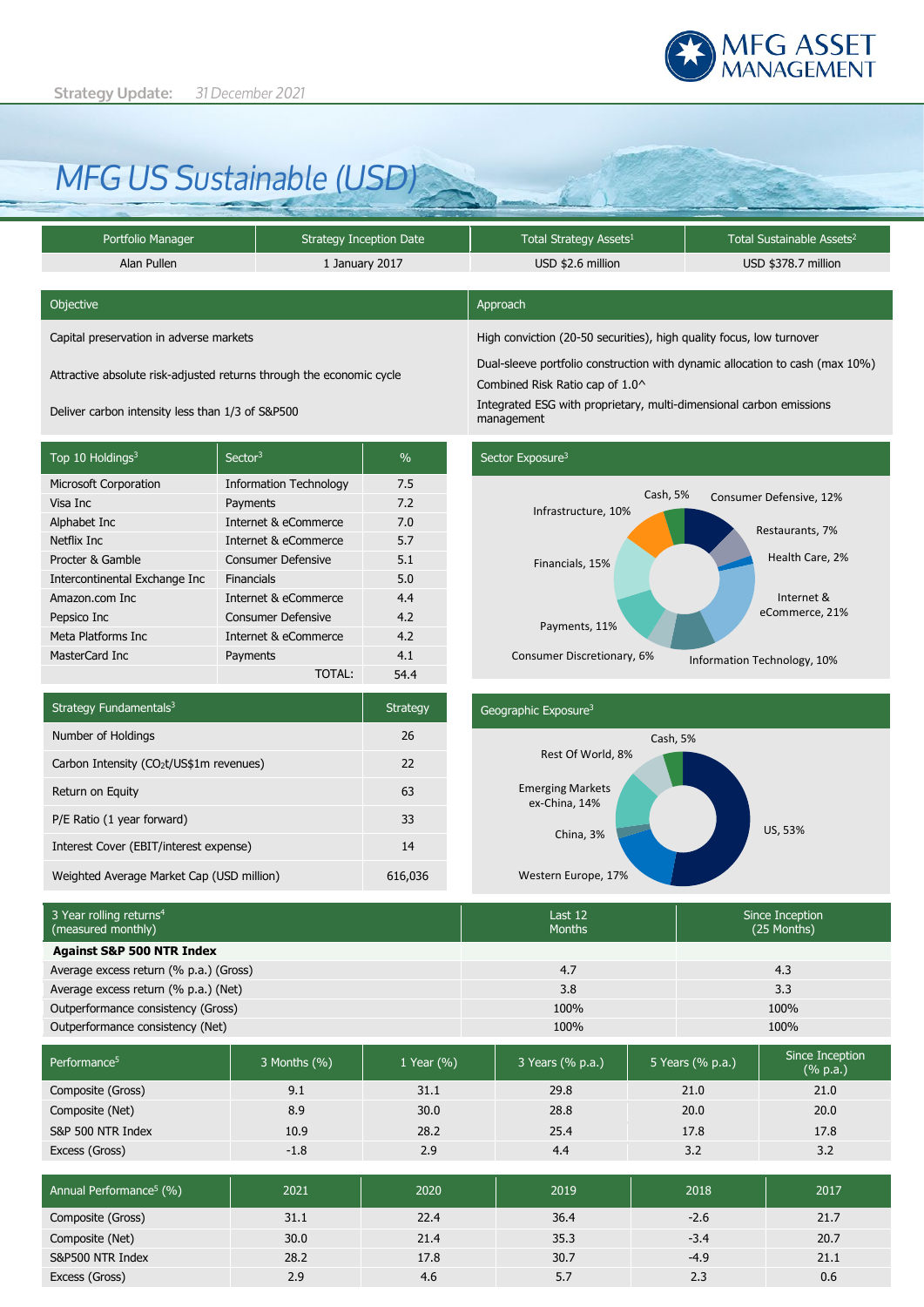**Strategy Update:** *31 December 2021*

# MFG US Sustainable (USD)

| Portfolio Manager | Strategy Inception Date | Total Strategy Assets[1] | Total Sustainable Assets[2] |
|---|---|---|---|
| Alan Pullen | 1 January 2017 | USD $2.6 million | USD $378.7 million |

| Objective | Approach |
|---|---|
| Capital preservation in adverse markets | High conviction (20-50 securities), high quality focus, low turnover |
| Attractive absolute risk-adjusted returns through the economic cycle | Dual-sleeve portfolio construction with dynamic allocation to cash (max 10%) Combined Risk Ratio cap of 1.0^ |
| Deliver carbon intensity less than 1/3 of S&P500 | Integrated ESG with proprietary, multi-dimensional carbon emissions management |

| Top 10 Holdings[3] | Sector[3] | % |
|---|---|---|
| Microsoft Corporation | Information Technology | 7.5 |
| Visa Inc | Payments | 7.2 |
| Alphabet Inc | Internet & eCommerce | 7.0 |
| Netflix Inc | Internet & eCommerce | 5.7 |
| Procter & Gamble | Consumer Defensive | 5.1 |
| Intercontinental Exchange Inc | Financials | 5.0 |
| Amazon.com Inc | Internet & eCommerce | 4.4 |
| Pepsico Inc | Consumer Defensive | 4.2 |
| Meta Platforms Inc | Internet & eCommerce | 4.2 |
| MasterCard Inc | Payments | 4.1 |
| | TOTAL: | 54.4 |

**Sector Exposure[3]**

| Sector | % |
|---|---|
| Consumer Defensive | 12% |
| Restaurants | 7% |
| Health Care | 2% |
| Internet & eCommerce | 21% |
| Information Technology | 10% |
| Consumer Discretionary | 6% |
| Payments | 11% |
| Financials | 15% |
| Infrastructure | 10% |
| Cash | 5% |

| Strategy Fundamentals[3] | Strategy |
|---|---|
| Number of Holdings | 26 |
| Carbon Intensity ($CO_2$t/US$1m revenues) | 22 |
| Return on Equity | 63 |
| P/E Ratio (1 year forward) | 33 |
| Interest Cover (EBIT/interest expense) | 14 |
| Weighted Average Market Cap (USD million) | 616,036 |

**Geographic Exposure[3]**

| Region | % |
|---|---|
| US | 53% |
| Western Europe | 17% |
| China | 3% |
| Emerging Markets ex-China | 14% |
| Rest Of World | 8% |
| Cash | 5% |

| 3 Year rolling returns[4] (measured monthly) | Last 12 Months | Since Inception (25 Months) |
|---|---|---|
| **Against S&P 500 NTR Index** | | |
| Average excess return (% p.a.) (Gross) | 4.7 | 4.3 |
| Average excess return (% p.a.) (Net) | 3.8 | 3.3 |
| Outperformance consistency (Gross) | 100% | 100% |
| Outperformance consistency (Net) | 100% | 100% |

| Performance[5] | 3 Months (%) | 1 Year (%) | 3 Years (% p.a.) | 5 Years (% p.a.) | Since Inception (% p.a.) |
|---|---|---|---|---|---|
| Composite (Gross) | 9.1 | 31.1 | 29.8 | 21.0 | 21.0 |
| Composite (Net) | 8.9 | 30.0 | 28.8 | 20.0 | 20.0 |
| S&P 500 NTR Index | 10.9 | 28.2 | 25.4 | 17.8 | 17.8 |
| Excess (Gross) | -1.8 | 2.9 | 4.4 | 3.2 | 3.2 |

| Annual Performance[5] (%) | 2021 | 2020 | 2019 | 2018 | 2017 |
|---|---|---|---|---|---|
| Composite (Gross) | 31.1 | 22.4 | 36.4 | -2.6 | 21.7 |
| Composite (Net) | 30.0 | 21.4 | 35.3 | -3.4 | 20.7 |
| S&P500 NTR Index | 28.2 | 17.8 | 30.7 | -4.9 | 21.1 |
| Excess (Gross) | 2.9 | 4.6 | 5.7 | 2.3 | 0.6 |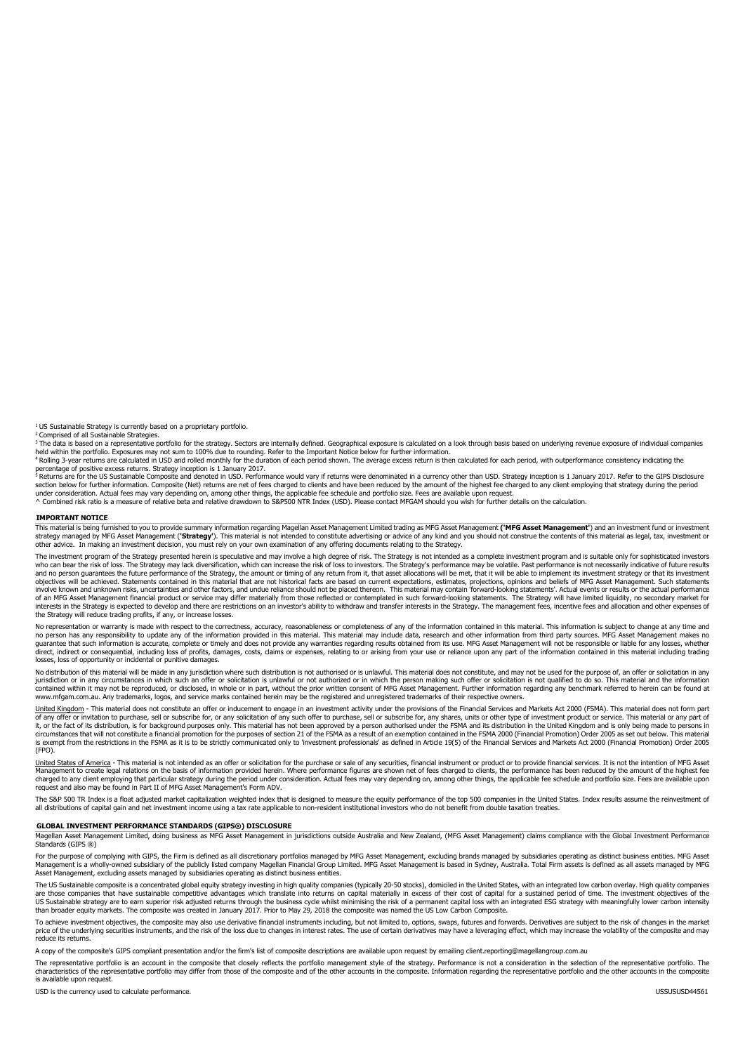[1] US Sustainable Strategy is currently based on a proprietary portfolio.

[2] Comprised of all Sustainable Strategies.

[3] The data is based on a representative portfolio for the strategy. Sectors are internally defined. Geographical exposure is calculated on a look through basis based on underlying revenue exposure of individual companies held within the portfolio. Exposures may not sum to 100% due to rounding. Refer to the Important Notice below for further information.

[4] Rolling 3-year returns are calculated in USD and rolled monthly for the duration of each period shown. The average excess return is then calculated for each period, with outperformance consistency indicating the percentage of positive excess returns. Strategy inception is 1 January 2017.

[5] Returns are for the US Sustainable Composite and denoted in USD. Performance would vary if returns were denominated in a currency other than USD. Strategy inception is 1 January 2017. Refer to the GIPS Disclosure section below for further information. Composite (Net) returns are net of fees charged to clients and have been reduced by the amount of the highest fee charged to any client employing that strategy during the period under consideration. Actual fees may vary depending on, among other things, the applicable fee schedule and portfolio size. Fees are available upon request.

^ Combined risk ratio is a measure of relative beta and relative drawdown to S&P500 NTR Index (USD). Please contact MFGAM should you wish for further details on the calculation.

## IMPORTANT NOTICE

This material is being furnished to you to provide summary information regarding Magellan Asset Management Limited trading as MFG Asset Management **('MFG Asset Management')** and an investment fund or investment strategy managed by MFG Asset Management (**'Strategy'**). This material is not intended to constitute advertising or advice of any kind and you should not construe the contents of this material as legal, tax, investment or other advice. In making an investment decision, you must rely on your own examination of any offering documents relating to the Strategy.

The investment program of the Strategy presented herein is speculative and may involve a high degree of risk. The Strategy is not intended as a complete investment program and is suitable only for sophisticated investors who can bear the risk of loss. The Strategy may lack diversification, which can increase the risk of loss to investors. The Strategy's performance may be volatile. Past performance is not necessarily indicative of future results and no person guarantees the future performance of the Strategy, the amount or timing of any return from it, that asset allocations will be met, that it will be able to implement its investment strategy or that its investment objectives will be achieved. Statements contained in this material that are not historical facts are based on current expectations, estimates, projections, opinions and beliefs of MFG Asset Management. Such statements involve known and unknown risks, uncertainties and other factors, and undue reliance should not be placed thereon. This material may contain 'forward-looking statements'. Actual events or results or the actual performance of an MFG Asset Management financial product or service may differ materially from those reflected or contemplated in such forward-looking statements. The Strategy will have limited liquidity, no secondary market for interests in the Strategy is expected to develop and there are restrictions on an investor's ability to withdraw and transfer interests in the Strategy. The management fees, incentive fees and allocation and other expenses of the Strategy will reduce trading profits, if any, or increase losses.

No representation or warranty is made with respect to the correctness, accuracy, reasonableness or completeness of any of the information contained in this material. This information is subject to change at any time and no person has any responsibility to update any of the information provided in this material. This material may include data, research and other information from third party sources. MFG Asset Management makes no guarantee that such information is accurate, complete or timely and does not provide any warranties regarding results obtained from its use. MFG Asset Management will not be responsible or liable for any losses, whether direct, indirect or consequential, including loss of profits, damages, costs, claims or expenses, relating to or arising from your use or reliance upon any part of the information contained in this material including trading losses, loss of opportunity or incidental or punitive damages.

No distribution of this material will be made in any jurisdiction where such distribution is not authorised or is unlawful. This material does not constitute, and may not be used for the purpose of, an offer or solicitation in any jurisdiction or in any circumstances in which such an offer or solicitation is unlawful or not authorized or in which the person making such offer or solicitation is not qualified to do so. This material and the information contained within it may not be reproduced, or disclosed, in whole or in part, without the prior written consent of MFG Asset Management. Further information regarding any benchmark referred to herein can be found at www.mfgam.com.au. Any trademarks, logos, and service marks contained herein may be the registered and unregistered trademarks of their respective owners.

United Kingdom - This material does not constitute an offer or inducement to engage in an investment activity under the provisions of the Financial Services and Markets Act 2000 (FSMA). This material does not form part of any offer or invitation to purchase, sell or subscribe for, or any solicitation of any such offer to purchase, sell or subscribe for, any shares, units or other type of investment product or service. This material or any part of it, or the fact of its distribution, is for background purposes only. This material has not been approved by a person authorised under the FSMA and its distribution in the United Kingdom and is only being made to persons in circumstances that will not constitute a financial promotion for the purposes of section 21 of the FSMA as a result of an exemption contained in the FSMA 2000 (Financial Promotion) Order 2005 as set out below. This material is exempt from the restrictions in the FSMA as it is to be strictly communicated only to 'investment professionals' as defined in Article 19(5) of the Financial Services and Markets Act 2000 (Financial Promotion) Order 2005 (FPO).

United States of America - This material is not intended as an offer or solicitation for the purchase or sale of any securities, financial instrument or product or to provide financial services. It is not the intention of MFG Asset Management to create legal relations on the basis of information provided herein. Where performance figures are shown net of fees charged to clients, the performance has been reduced by the amount of the highest fee charged to any client employing that particular strategy during the period under consideration. Actual fees may vary depending on, among other things, the applicable fee schedule and portfolio size. Fees are available upon request and also may be found in Part II of MFG Asset Management's Form ADV.

The S&P 500 TR Index is a float adjusted market capitalization weighted index that is designed to measure the equity performance of the top 500 companies in the United States. Index results assume the reinvestment of all distributions of capital gain and net investment income using a tax rate applicable to non-resident institutional investors who do not benefit from double taxation treaties.

## GLOBAL INVESTMENT PERFORMANCE STANDARDS (GIPS®) DISCLOSURE

Magellan Asset Management Limited, doing business as MFG Asset Management in jurisdictions outside Australia and New Zealand, (MFG Asset Management) claims compliance with the Global Investment Performance Standards (GIPS ®)

For the purpose of complying with GIPS, the Firm is defined as all discretionary portfolios managed by MFG Asset Management, excluding brands managed by subsidiaries operating as distinct business entities. MFG Asset Management is a wholly-owned subsidiary of the publicly listed company Magellan Financial Group Limited. MFG Asset Management is based in Sydney, Australia. Total Firm assets is defined as all assets managed by MFG Asset Management, excluding assets managed by subsidiaries operating as distinct business entities.

The US Sustainable composite is a concentrated global equity strategy investing in high quality companies (typically 20-50 stocks), domiciled in the United States, with an integrated low carbon overlay. High quality companies are those companies that have sustainable competitive advantages which translate into returns on capital materially in excess of their cost of capital for a sustained period of time. The investment objectives of the US Sustainable strategy are to earn superior risk adjusted returns through the business cycle whilst minimising the risk of a permanent capital loss with an integrated ESG strategy with meaningfully lower carbon intensity than broader equity markets. The composite was created in January 2017. Prior to May 29, 2018 the composite was named the US Low Carbon Composite.

To achieve investment objectives, the composite may also use derivative financial instruments including, but not limited to, options, swaps, futures and forwards. Derivatives are subject to the risk of changes in the market price of the underlying securities instruments, and the risk of the loss due to changes in interest rates. The use of certain derivatives may have a leveraging effect, which may increase the volatility of the composite and may reduce its returns.

A copy of the composite's GIPS compliant presentation and/or the firm's list of composite descriptions are available upon request by emailing client.reporting@magellangroup.com.au

The representative portfolio is an account in the composite that closely reflects the portfolio management style of the strategy. Performance is not a consideration in the selection of the representative portfolio. The characteristics of the representative portfolio may differ from those of the composite and of the other accounts in the composite. Information regarding the representative portfolio and the other accounts in the composite is available upon request.

USD is the currency used to calculate performance.

USSUSUSD44561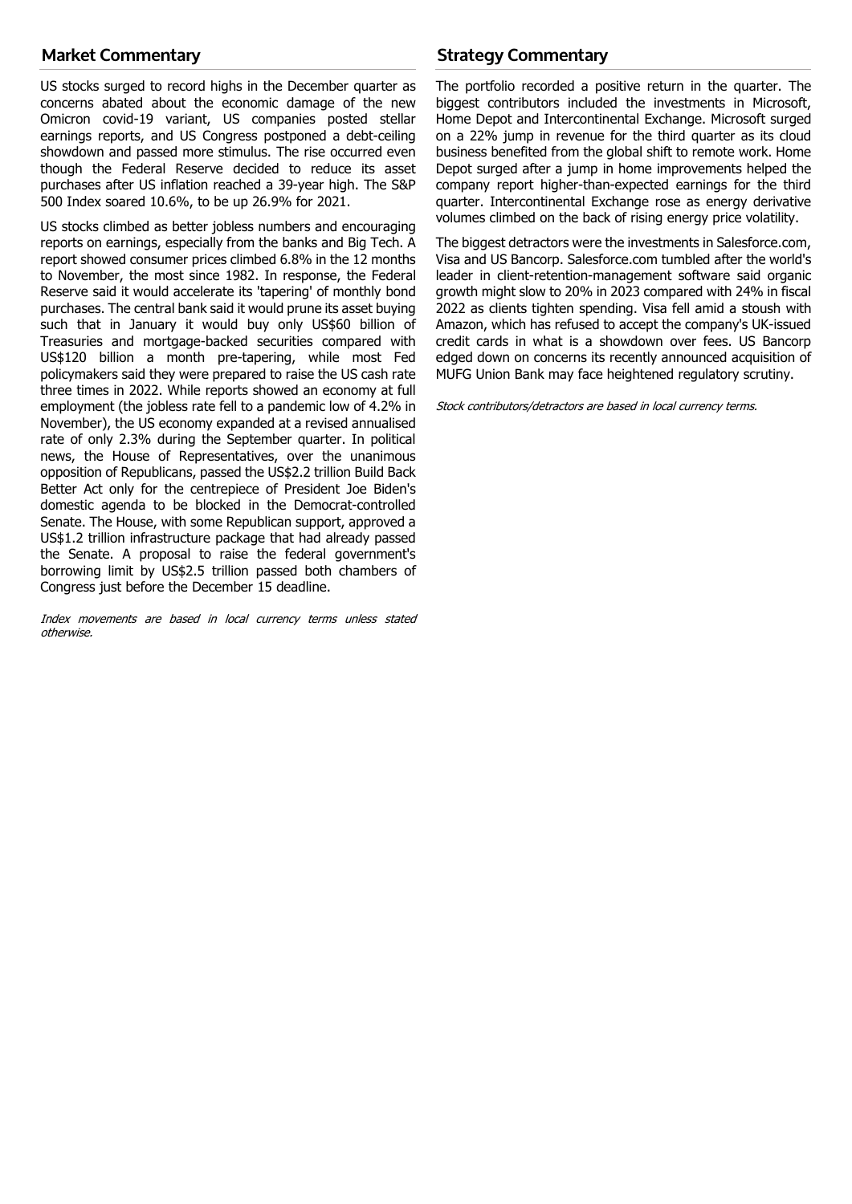## Market Commentary

US stocks surged to record highs in the December quarter as concerns abated about the economic damage of the new Omicron covid-19 variant, US companies posted stellar earnings reports, and US Congress postponed a debt-ceiling showdown and passed more stimulus. The rise occurred even though the Federal Reserve decided to reduce its asset purchases after US inflation reached a 39-year high. The S&P 500 Index soared 10.6%, to be up 26.9% for 2021.

US stocks climbed as better jobless numbers and encouraging reports on earnings, especially from the banks and Big Tech. A report showed consumer prices climbed 6.8% in the 12 months to November, the most since 1982. In response, the Federal Reserve said it would accelerate its 'tapering' of monthly bond purchases. The central bank said it would prune its asset buying such that in January it would buy only US$60 billion of Treasuries and mortgage-backed securities compared with US$120 billion a month pre-tapering, while most Fed policymakers said they were prepared to raise the US cash rate three times in 2022. While reports showed an economy at full employment (the jobless rate fell to a pandemic low of 4.2% in November), the US economy expanded at a revised annualised rate of only 2.3% during the September quarter. In political news, the House of Representatives, over the unanimous opposition of Republicans, passed the US$2.2 trillion Build Back Better Act only for the centrepiece of President Joe Biden's domestic agenda to be blocked in the Democrat-controlled Senate. The House, with some Republican support, approved a US$1.2 trillion infrastructure package that had already passed the Senate. A proposal to raise the federal government's borrowing limit by US$2.5 trillion passed both chambers of Congress just before the December 15 deadline.

*Index movements are based in local currency terms unless stated otherwise.*

## Strategy Commentary

The portfolio recorded a positive return in the quarter. The biggest contributors included the investments in Microsoft, Home Depot and Intercontinental Exchange. Microsoft surged on a 22% jump in revenue for the third quarter as its cloud business benefited from the global shift to remote work. Home Depot surged after a jump in home improvements helped the company report higher-than-expected earnings for the third quarter. Intercontinental Exchange rose as energy derivative volumes climbed on the back of rising energy price volatility.

The biggest detractors were the investments in Salesforce.com, Visa and US Bancorp. Salesforce.com tumbled after the world's leader in client-retention-management software said organic growth might slow to 20% in 2023 compared with 24% in fiscal 2022 as clients tighten spending. Visa fell amid a stoush with Amazon, which has refused to accept the company's UK-issued credit cards in what is a showdown over fees. US Bancorp edged down on concerns its recently announced acquisition of MUFG Union Bank may face heightened regulatory scrutiny.

*Stock contributors/detractors are based in local currency terms.*